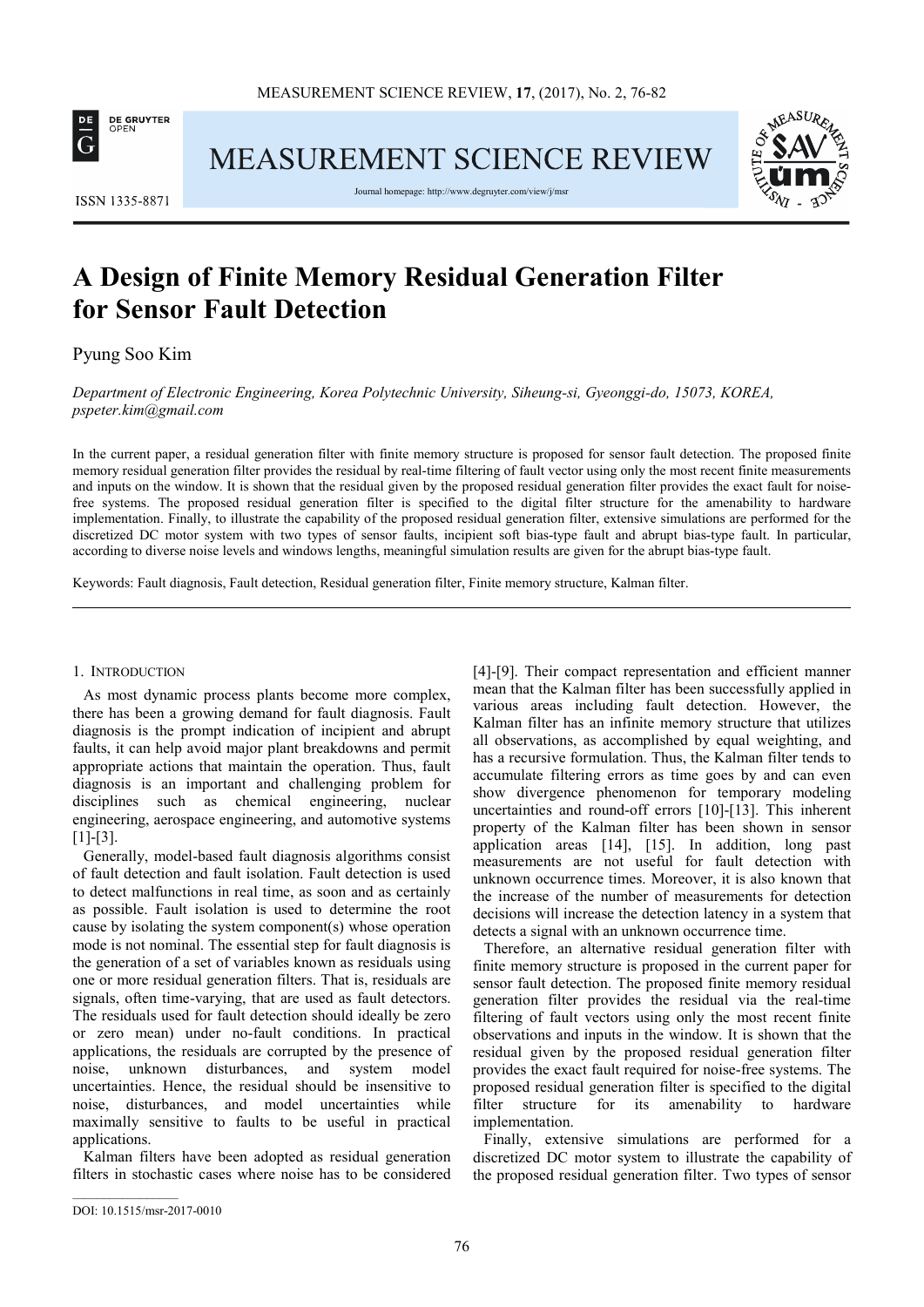# A Design of Finite Memory Residual Generation Filter for Sensor Fault Detection

Pyung Soo Kim

*Department of Electronic Engineering, Korea Polytechnic University, Siheung-si, Gyeonggi-do, 15073, KOREA, pspeter.kim@gmail.com*

In the current paper, a residual generation filter with finite memory structure is proposed for sensor fault detection. The proposed finite memory residual generation filter provides the residual by real-time filtering of fault vector using only the most recent finite measurements and inputs on the window. It is shown that the residual given by the proposed residual generation filter provides the exact fault for noise-free systems. The proposed residual generation filter is specified to the digital filter structure for the amenability to hardware implementation. Finally, to illustrate the capability of the proposed residual generation filter, extensive simulations are performed for the discretized DC motor system with two types of sensor faults, incipient soft bias-type fault and abrupt bias-type fault. In particular, according to diverse noise levels and windows lengths, meaningful simulation results are given for the abrupt bias-type fault.

Keywords: Fault diagnosis, Fault detection, Residual generation filter, Finite memory structure, Kalman filter.

## 1. Introduction

As most dynamic process plants become more complex, there has been a growing demand for fault diagnosis. Fault diagnosis is the prompt indication of incipient and abrupt faults, it can help avoid major plant breakdowns and permit appropriate actions that maintain the operation. Thus, fault diagnosis is an important and challenging problem for disciplines such as chemical engineering, nuclear engineering, aerospace engineering, and automotive systems [1]-[3].

Generally, model-based fault diagnosis algorithms consist of fault detection and fault isolation. Fault detection is used to detect malfunctions in real time, as soon and as certainly as possible. Fault isolation is used to determine the root cause by isolating the system component(s) whose operation mode is not nominal. The essential step for fault diagnosis is the generation of a set of variables known as residuals using one or more residual generation filters. That is, residuals are signals, often time-varying, that are used as fault detectors. The residuals used for fault detection should ideally be zero or zero mean) under no-fault conditions. In practical applications, the residuals are corrupted by the presence of noise, unknown disturbances, and system model uncertainties. Hence, the residual should be insensitive to noise, disturbances, and model uncertainties while maximally sensitive to faults to be useful in practical applications.

Kalman filters have been adopted as residual generation filters in stochastic cases where noise has to be considered [4]-[9]. Their compact representation and efficient manner mean that the Kalman filter has been successfully applied in various areas including fault detection. However, the Kalman filter has an infinite memory structure that utilizes all observations, as accomplished by equal weighting, and has a recursive formulation. Thus, the Kalman filter tends to accumulate filtering errors as time goes by and can even show divergence phenomenon for temporary modeling uncertainties and round-off errors [10]-[13]. This inherent property of the Kalman filter has been shown in sensor application areas [14], [15]. In addition, long past measurements are not useful for fault detection with unknown occurrence times. Moreover, it is also known that the increase of the number of measurements for detection decisions will increase the detection latency in a system that detects a signal with an unknown occurrence time.

Therefore, an alternative residual generation filter with finite memory structure is proposed in the current paper for sensor fault detection. The proposed finite memory residual generation filter provides the residual via the real-time filtering of fault vectors using only the most recent finite observations and inputs in the window. It is shown that the residual given by the proposed residual generation filter provides the exact fault required for noise-free systems. The proposed residual generation filter is specified to the digital filter structure for its amenability to hardware implementation.

Finally, extensive simulations are performed for a discretized DC motor system to illustrate the capability of the proposed residual generation filter. Two types of sensor

DOI: 10.1515/msr-2017-0010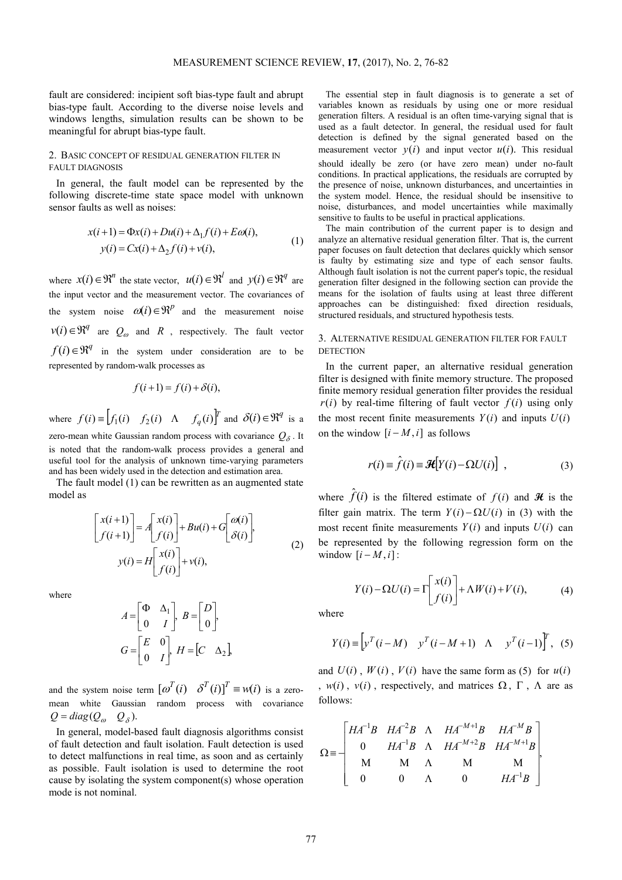fault are considered: incipient soft bias-type fault and abrupt bias-type fault. According to the diverse noise levels and windows lengths, simulation results can be shown to be meaningful for abrupt bias-type fault.

## 2. Basic concept of residual generation filter in fault diagnosis

In general, the fault model can be represented by the following discrete-time state space model with unknown sensor faults as well as noises:

$$
\begin{aligned}
x(i+1) &= \Phi x(i) + Du(i) + \Delta_1 f(i) + E\omega(i), \\
y(i) &= Cx(i) + \Delta_2 f(i) + v(i),
\end{aligned}
\tag{1}
$$

where $x(i) \in \Re^n$ the state vector, $u(i) \in \Re^l$ and $y(i) \in \Re^q$ are the input vector and the measurement vector. The covariances of the system noise $\omega(i) \in \Re^p$ and the measurement noise $v(i) \in \Re^q$ are $Q_\omega$ and $R$, respectively. The fault vector $f(i) \in \Re^q$ in the system under consideration are to be represented by random-walk processes as

$$
f(i+1) = f(i) + \delta(i),
$$

where $f(i) \equiv \begin{bmatrix} f_1(i) & f_2(i) & \Lambda & f_q(i) \end{bmatrix}^T$ and $\delta(i) \in \Re^q$ is a zero-mean white Gaussian random process with covariance $Q_\delta$. It is noted that the random-walk process provides a general and useful tool for the analysis of unknown time-varying parameters and has been widely used in the detection and estimation area.

The fault model (1) can be rewritten as an augmented state model as

$$
\begin{aligned}
\begin{bmatrix} x(i+1) \\ f(i+1) \end{bmatrix} &= A \begin{bmatrix} x(i) \\ f(i) \end{bmatrix} + Bu(i) + G \begin{bmatrix} \omega(i) \\ \delta(i) \end{bmatrix}, \\
y(i) &= H \begin{bmatrix} x(i) \\ f(i) \end{bmatrix} + v(i),
\end{aligned}
\tag{2}
$$

where

$$
A = \begin{bmatrix} \Phi & \Delta_1 \\ 0 & I \end{bmatrix}, \; B = \begin{bmatrix} D \\ 0 \end{bmatrix},
$$

$$
G = \begin{bmatrix} E & 0 \\ 0 & I \end{bmatrix}, \; H = \begin{bmatrix} C & \Delta_2 \end{bmatrix},
$$

and the system noise term $[\omega^T(i) \quad \delta^T(i)]^T \equiv w(i)$ is a zero-mean white Gaussian random process with covariance $Q = diag(Q_\omega \quad Q_\delta)$.

In general, model-based fault diagnosis algorithms consist of fault detection and fault isolation. Fault detection is used to detect malfunctions in real time, as soon and as certainly as possible. Fault isolation is used to determine the root cause by isolating the system component(s) whose operation mode is not nominal.

The essential step in fault diagnosis is to generate a set of variables known as residuals by using one or more residual generation filters. A residual is an often time-varying signal that is used as a fault detector. In general, the residual used for fault detection is defined by the signal generated based on the measurement vector $y(i)$ and input vector $u(i)$. This residual should ideally be zero (or have zero mean) under no-fault conditions. In practical applications, the residuals are corrupted by the presence of noise, unknown disturbances, and uncertainties in the system model. Hence, the residual should be insensitive to noise, disturbances, and model uncertainties while maximally sensitive to faults to be useful in practical applications.

The main contribution of the current paper is to design and analyze an alternative residual generation filter. That is, the current paper focuses on fault detection that declares quickly which sensor is faulty by estimating size and type of each sensor faults. Although fault isolation is not the current paper's topic, the residual generation filter designed in the following section can provide the means for the isolation of faults using at least three different approaches can be distinguished: fixed direction residuals, structured residuals, and structured hypothesis tests.

## 3. Alternative residual generation filter for fault detection

In the current paper, an alternative residual generation filter is designed with finite memory structure. The proposed finite memory residual generation filter provides the residual $r(i)$ by real-time filtering of fault vector $f(i)$ using only the most recent finite measurements $Y(i)$ and inputs $U(i)$ on the window $[i-M, i]$ as follows

$$
r(i) \equiv \hat{f}(i) \equiv \mathcal{H}\left[Y(i) - \Omega U(i)\right] \,, \tag{3}
$$

where $\hat{f}(i)$ is the filtered estimate of $f(i)$ and $\mathcal{H}$ is the filter gain matrix. The term $Y(i) - \Omega U(i)$ in (3) with the most recent finite measurements $Y(i)$ and inputs $U(i)$ can be represented by the following regression form on the window $[i-M, i]$:

$$
Y(i) - \Omega U(i) = \Gamma \begin{bmatrix} x(i) \\ f(i) \end{bmatrix} + \Lambda W(i) + V(i), \tag{4}
$$

where

$$
Y(i) \equiv \begin{bmatrix} y^T(i-M) & y^T(i-M+1) & \Lambda & y^T(i-1) \end{bmatrix}^T, \tag{5}
$$

and $U(i)$, $W(i)$, $V(i)$ have the same form as (5) for $u(i)$, $w(i)$, $v(i)$, respectively, and matrices $\Omega$, $\Gamma$, $\Lambda$ are as follows:

$$
\Omega \equiv - \begin{bmatrix}
HA^{-1}B & HA^{-2}B & \Lambda & HA^{-M+1}B & HA^{-M}B \\
0 & HA^{-1}B & \Lambda & HA^{-M+2}B & HA^{-M+1}B \\
\mathrm{M} & \mathrm{M} & \Lambda & \mathrm{M} & \mathrm{M} \\
0 & 0 & \Lambda & 0 & HA^{-1}B
\end{bmatrix},
$$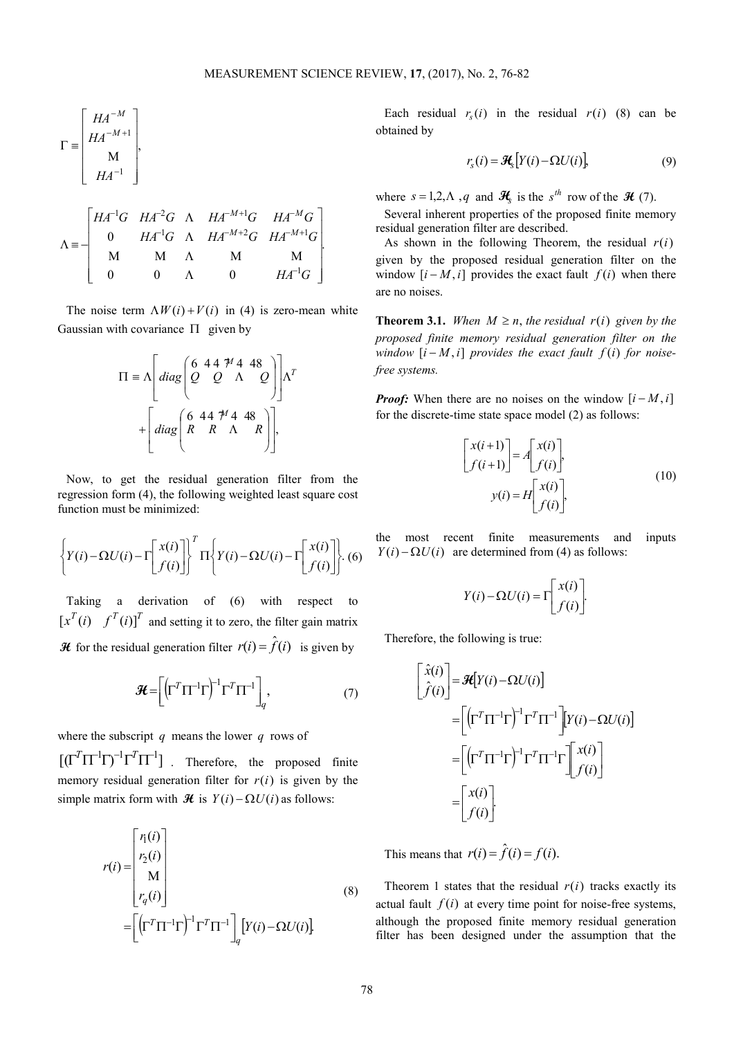$$
\Gamma \equiv \begin{bmatrix} HA^{-M} \\ HA^{-M+1} \\ \vdots \\ HA^{-1} \end{bmatrix},
$$

$$
\Lambda \equiv -\begin{bmatrix} HA^{-1}G & HA^{-2}G & \cdots & HA^{-M+1}G & HA^{-M}G \\ 0 & HA^{-1}G & \cdots & HA^{-M+2}G & HA^{-M+1}G \\ \vdots & \vdots & \cdots & \vdots & \vdots \\ 0 & 0 & \cdots & 0 & HA^{-1}G \end{bmatrix}.
$$

The noise term $\Lambda W(i) + V(i)$ in (4) is zero-mean white Gaussian with covariance $\Pi$ given by

$$
\Pi \equiv \Lambda \left[ diag\left( \overbrace{Q \quad Q \quad \cdots \quad Q}^{M} \right) \right] \Lambda^T + \left[ diag\left( \overbrace{R \quad R \quad \cdots \quad R}^{M} \right) \right],
$$

Now, to get the residual generation filter from the regression form (4), the following weighted least square cost function must be minimized:

$$
\left\{ Y(i) - \Omega U(i) - \Gamma \begin{bmatrix} x(i) \\ f(i) \end{bmatrix} \right\}^T \Pi \left\{ Y(i) - \Omega U(i) - \Gamma \begin{bmatrix} x(i) \\ f(i) \end{bmatrix} \right\}. \quad (6)
$$

Taking a derivation of (6) with respect to $[x^T(i) \quad f^T(i)]^T$ and setting it to zero, the filter gain matrix $\mathcal{H}$ for the residual generation filter $r(i) = \hat{f}(i)$ is given by

$$
\mathcal{H} = \left[ \left( \Gamma^T \Pi^{-1} \Gamma \right)^{-1} \Gamma^T \Pi^{-1} \right]_q, \quad (7)
$$

where the subscript $q$ means the lower $q$ rows of $[(\Gamma^T \Pi^{-1} \Gamma)^{-1} \Gamma^T \Pi^{-1}]$. Therefore, the proposed finite memory residual generation filter for $r(i)$ is given by the simple matrix form with $\mathcal{H}$ is $Y(i) - \Omega U(i)$ as follows:

$$
r(i) = \begin{bmatrix} r_1(i) \\ r_2(i) \\ \vdots \\ r_q(i) \end{bmatrix} = \left[ \left( \Gamma^T \Pi^{-1} \Gamma \right)^{-1} \Gamma^T \Pi^{-1} \right]_q [Y(i) - \Omega U(i)]. \quad (8)
$$

Each residual $r_s(i)$ in the residual $r(i)$ (8) can be obtained by

$$
r_s(i) = \mathcal{H}_s [Y(i) - \Omega U(i)], \quad (9)
$$

where $s = 1, 2, \ldots, q$ and $\mathcal{H}_s$ is the $s^{th}$ row of the $\mathcal{H}$ (7).

Several inherent properties of the proposed finite memory residual generation filter are described.

As shown in the following Theorem, the residual $r(i)$ given by the proposed residual generation filter on the window $[i-M, i]$ provides the exact fault $f(i)$ when there are no noises.

**Theorem 3.1.** *When $M \geq n$, the residual $r(i)$ given by the proposed finite memory residual generation filter on the window $[i-M, i]$ provides the exact fault $f(i)$ for noise-free systems.*

***Proof:*** When there are no noises on the window $[i-M, i]$ for the discrete-time state space model (2) as follows:

$$
\begin{bmatrix} x(i+1) \\ f(i+1) \end{bmatrix} = A \begin{bmatrix} x(i) \\ f(i) \end{bmatrix}, \quad y(i) = H \begin{bmatrix} x(i) \\ f(i) \end{bmatrix}, \quad (10)
$$

the most recent finite measurements and inputs $Y(i) - \Omega U(i)$ are determined from (4) as follows:

$$
Y(i) - \Omega U(i) = \Gamma \begin{bmatrix} x(i) \\ f(i) \end{bmatrix}.
$$

Therefore, the following is true:

$$
\begin{aligned}
\begin{bmatrix} \hat{x}(i) \\ \hat{f}(i) \end{bmatrix} &= \mathcal{H} [Y(i) - \Omega U(i)] \\
&= \left[ \left( \Gamma^T \Pi^{-1} \Gamma \right)^{-1} \Gamma^T \Pi^{-1} \right] [Y(i) - \Omega U(i)] \\
&= \left[ \left( \Gamma^T \Pi^{-1} \Gamma \right)^{-1} \Gamma^T \Pi^{-1} \Gamma \right] \begin{bmatrix} x(i) \\ f(i) \end{bmatrix} \\
&= \begin{bmatrix} x(i) \\ f(i) \end{bmatrix}.
\end{aligned}
$$

This means that $r(i) = \hat{f}(i) = f(i)$.

Theorem 1 states that the residual $r(i)$ tracks exactly its actual fault $f(i)$ at every time point for noise-free systems, although the proposed finite memory residual generation filter has been designed under the assumption that the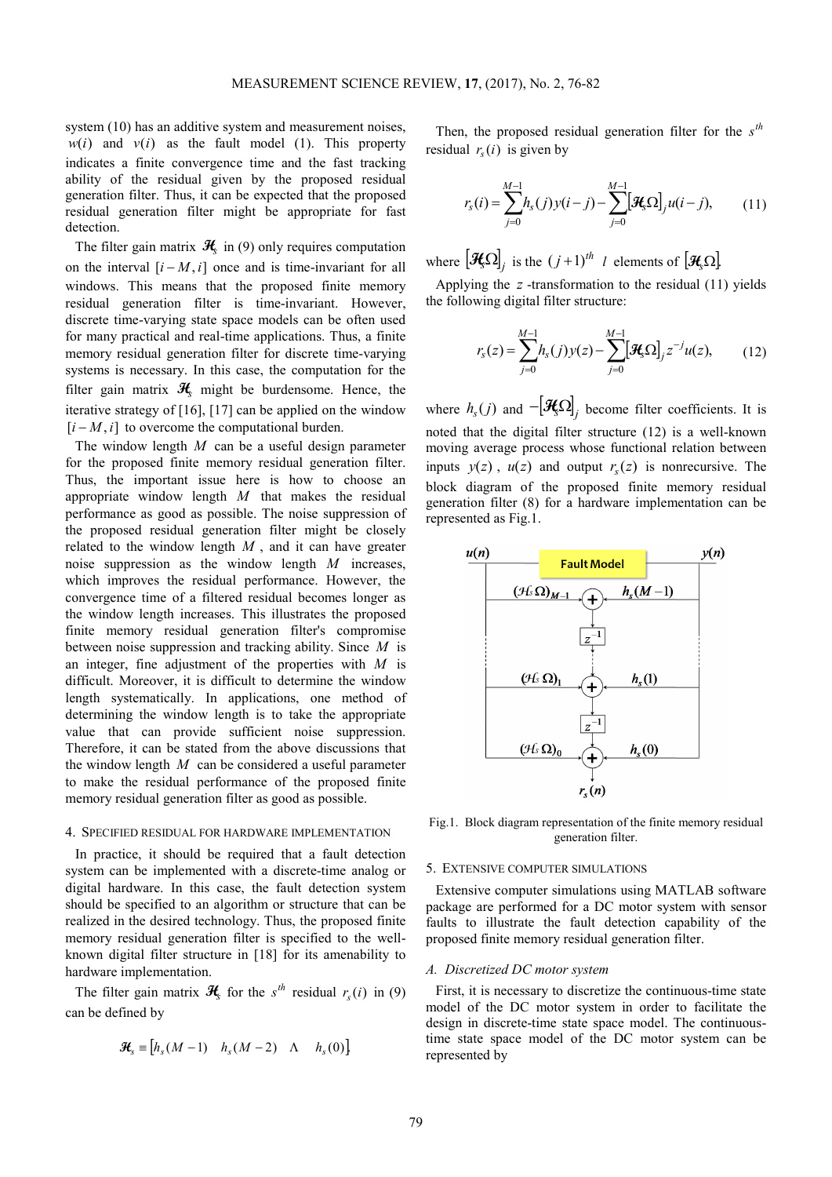system (10) has an additive system and measurement noises, $w(i)$ and $v(i)$ as the fault model (1). This property indicates a finite convergence time and the fast tracking ability of the residual given by the proposed residual generation filter. Thus, it can be expected that the proposed residual generation filter might be appropriate for fast detection.

The filter gain matrix $\mathcal{H}_s$ in (9) only requires computation on the interval $[i-M, i]$ once and is time-invariant for all windows. This means that the proposed finite memory residual generation filter is time-invariant. However, discrete time-varying state space models can be often used for many practical and real-time applications. Thus, a finite memory residual generation filter for discrete time-varying systems is necessary. In this case, the computation for the filter gain matrix $\mathcal{H}_s$ might be burdensome. Hence, the iterative strategy of [16], [17] can be applied on the window $[i-M, i]$ to overcome the computational burden.

The window length $M$ can be a useful design parameter for the proposed finite memory residual generation filter. Thus, the important issue here is how to choose an appropriate window length $M$ that makes the residual performance as good as possible. The noise suppression of the proposed residual generation filter might be closely related to the window length $M$, and it can have greater noise suppression as the window length $M$ increases, which improves the residual performance. However, the convergence time of a filtered residual becomes longer as the window length increases. This illustrates the proposed finite memory residual generation filter's compromise between noise suppression and tracking ability. Since $M$ is an integer, fine adjustment of the properties with $M$ is difficult. Moreover, it is difficult to determine the window length systematically. In applications, one method of determining the window length is to take the appropriate value that can provide sufficient noise suppression. Therefore, it can be stated from the above discussions that the window length $M$ can be considered a useful parameter to make the residual performance of the proposed finite memory residual generation filter as good as possible.

## 4. SPECIFIED RESIDUAL FOR HARDWARE IMPLEMENTATION

In practice, it should be required that a fault detection system can be implemented with a discrete-time analog or digital hardware. In this case, the fault detection system should be specified to an algorithm or structure that can be realized in the desired technology. Thus, the proposed finite memory residual generation filter is specified to the well-known digital filter structure in [18] for its amenability to hardware implementation.

The filter gain matrix $\mathcal{H}_s$ for the $s^{th}$ residual $r_s(i)$ in (9) can be defined by

$$\mathcal{H}_s \equiv \begin{bmatrix} h_s(M-1) & h_s(M-2) & \Lambda & h_s(0) \end{bmatrix}$$

Then, the proposed residual generation filter for the $s^{th}$ residual $r_s(i)$ is given by

$$r_s(i) = \sum_{j=0}^{M-1} h_s(j) y(i-j) - \sum_{j=0}^{M-1} [\mathcal{H}_s \Omega]_j u(i-j), \tag{11}$$

where $[\mathcal{H}_s \Omega]_j$ is the $(j+1)^{th}$ $l$ elements of $[\mathcal{H}_s \Omega]$.

Applying the $z$-transformation to the residual (11) yields the following digital filter structure:

$$r_s(z) = \sum_{j=0}^{M-1} h_s(j) y(z) - \sum_{j=0}^{M-1} [\mathcal{H}_s \Omega]_j z^{-j} u(z), \tag{12}$$

where $h_s(j)$ and $-[\mathcal{H}_s \Omega]_j$ become filter coefficients. It is noted that the digital filter structure (12) is a well-known moving average process whose functional relation between inputs $y(z)$, $u(z)$ and output $r_s(z)$ is nonrecursive. The block diagram of the proposed finite memory residual generation filter (8) for a hardware implementation can be represented as Fig.1.

Fig.1. Block diagram representation of the finite memory residual generation filter.

## 5. EXTENSIVE COMPUTER SIMULATIONS

Extensive computer simulations using MATLAB software package are performed for a DC motor system with sensor faults to illustrate the fault detection capability of the proposed finite memory residual generation filter.

### A. Discretized DC motor system

First, it is necessary to discretize the continuous-time state model of the DC motor system in order to facilitate the design in discrete-time state space model. The continuous-time state space model of the DC motor system can be represented by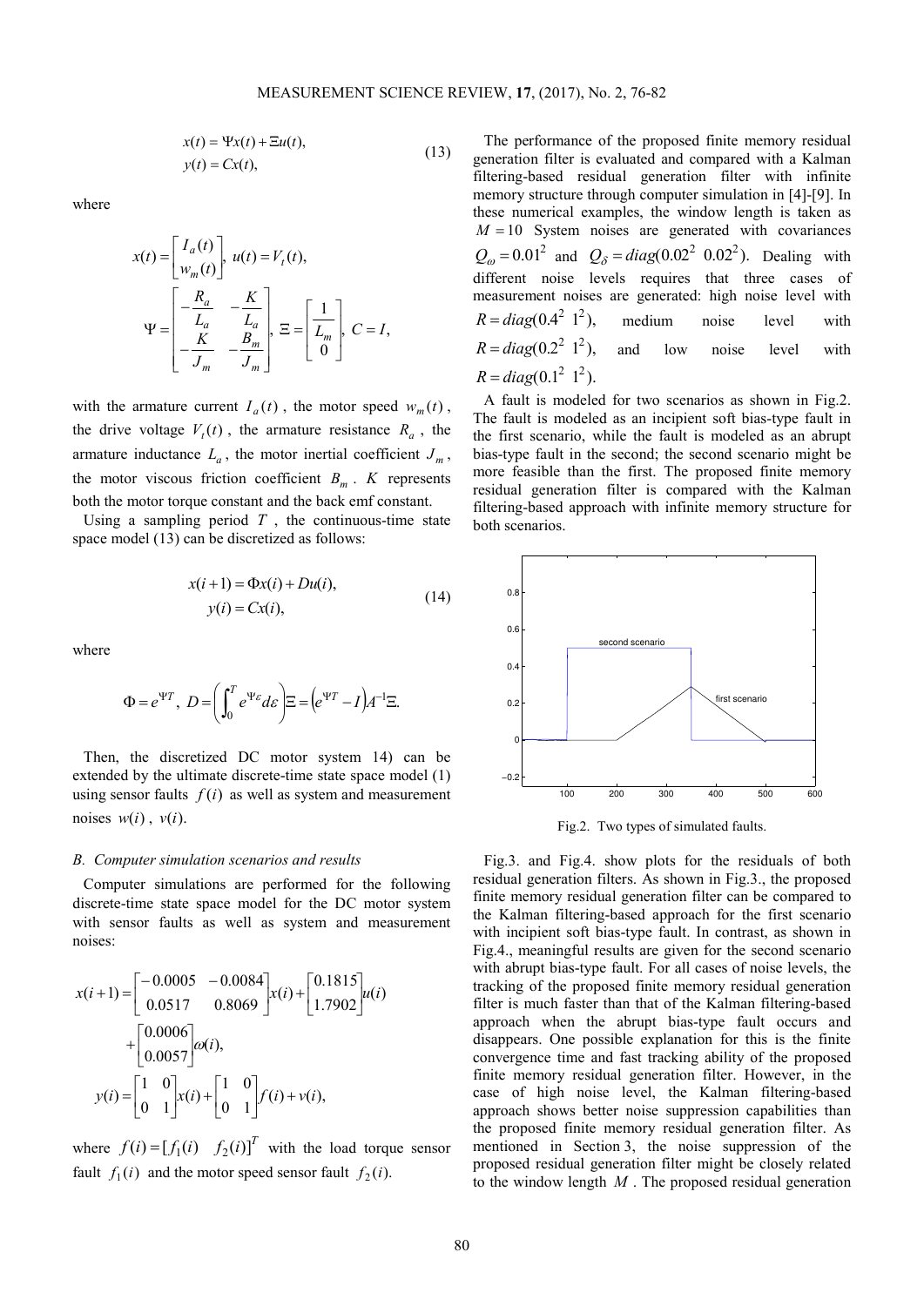$$x(t) = \Psi x(t) + \Xi u(t),$$
$$y(t) = Cx(t), \tag{13}$$

where

$$x(t) = \begin{bmatrix} I_a(t) \\ w_m(t) \end{bmatrix}, \; u(t) = V_t(t),$$

$$\Psi = \begin{bmatrix} -\frac{R_a}{L_a} & -\frac{K}{L_a} \\ -\frac{K}{J_m} & -\frac{B_m}{J_m} \end{bmatrix}, \; \Xi = \begin{bmatrix} \frac{1}{L_m} \\ 0 \end{bmatrix}, \; C = I,$$

with the armature current $I_a(t)$, the motor speed $w_m(t)$, the drive voltage $V_t(t)$, the armature resistance $R_a$, the armature inductance $L_a$, the motor inertial coefficient $J_m$, the motor viscous friction coefficient $B_m$. $K$ represents both the motor torque constant and the back emf constant.

Using a sampling period $T$, the continuous-time state space model (13) can be discretized as follows:

$$x(i+1) = \Phi x(i) + Du(i),$$
$$y(i) = Cx(i), \tag{14}$$

where

$$\Phi = e^{\Psi T}, \; D = \left( \int_0^T e^{\Psi \varepsilon} d\varepsilon \right) \Xi = \left( e^{\Psi T} - I \right) A^{-1} \Xi.$$

Then, the discretized DC motor system 14) can be extended by the ultimate discrete-time state space model (1) using sensor faults $f(i)$ as well as system and measurement noises $w(i)$, $v(i)$.

### *B. Computer simulation scenarios and results*

Computer simulations are performed for the following discrete-time state space model for the DC motor system with sensor faults as well as system and measurement noises:

$$x(i+1) = \begin{bmatrix} -0.0005 & -0.0084 \\ 0.0517 & 0.8069 \end{bmatrix} x(i) + \begin{bmatrix} 0.1815 \\ 1.7902 \end{bmatrix} u(i) + \begin{bmatrix} 0.0006 \\ 0.0057 \end{bmatrix} \omega(i),$$

$$y(i) = \begin{bmatrix} 1 & 0 \\ 0 & 1 \end{bmatrix} x(i) + \begin{bmatrix} 1 & 0 \\ 0 & 1 \end{bmatrix} f(i) + v(i),$$

where $f(i) = [f_1(i) \quad f_2(i)]^T$ with the load torque sensor fault $f_1(i)$ and the motor speed sensor fault $f_2(i)$.

The performance of the proposed finite memory residual generation filter is evaluated and compared with a Kalman filtering-based residual generation filter with infinite memory structure through computer simulation in [4]-[9]. In these numerical examples, the window length is taken as $M = 10$ System noises are generated with covariances $Q_\omega = 0.01^2$ and $Q_\delta = diag(0.02^2 \; 0.02^2)$. Dealing with different noise levels requires that three cases of measurement noises are generated: high noise level with $R = diag(0.4^2 \; 1^2)$, medium noise level with $R = diag(0.2^2 \; 1^2)$, and low noise level with $R = diag(0.1^2 \; 1^2)$.

A fault is modeled for two scenarios as shown in Fig.2. The fault is modeled as an incipient soft bias-type fault in the first scenario, while the fault is modeled as an abrupt bias-type fault in the second; the second scenario might be more feasible than the first. The proposed finite memory residual generation filter is compared with the Kalman filtering-based approach with infinite memory structure for both scenarios.

Fig.2. Two types of simulated faults.

Fig.3. and Fig.4. show plots for the residuals of both residual generation filters. As shown in Fig.3., the proposed finite memory residual generation filter can be compared to the Kalman filtering-based approach for the first scenario with incipient soft bias-type fault. In contrast, as shown in Fig.4., meaningful results are given for the second scenario with abrupt bias-type fault. For all cases of noise levels, the tracking of the proposed finite memory residual generation filter is much faster than that of the Kalman filtering-based approach when the abrupt bias-type fault occurs and disappears. One possible explanation for this is the finite convergence time and fast tracking ability of the proposed finite memory residual generation filter. However, in the case of high noise level, the Kalman filtering-based approach shows better noise suppression capabilities than the proposed finite memory residual generation filter. As mentioned in Section 3, the noise suppression of the proposed residual generation filter might be closely related to the window length $M$. The proposed residual generation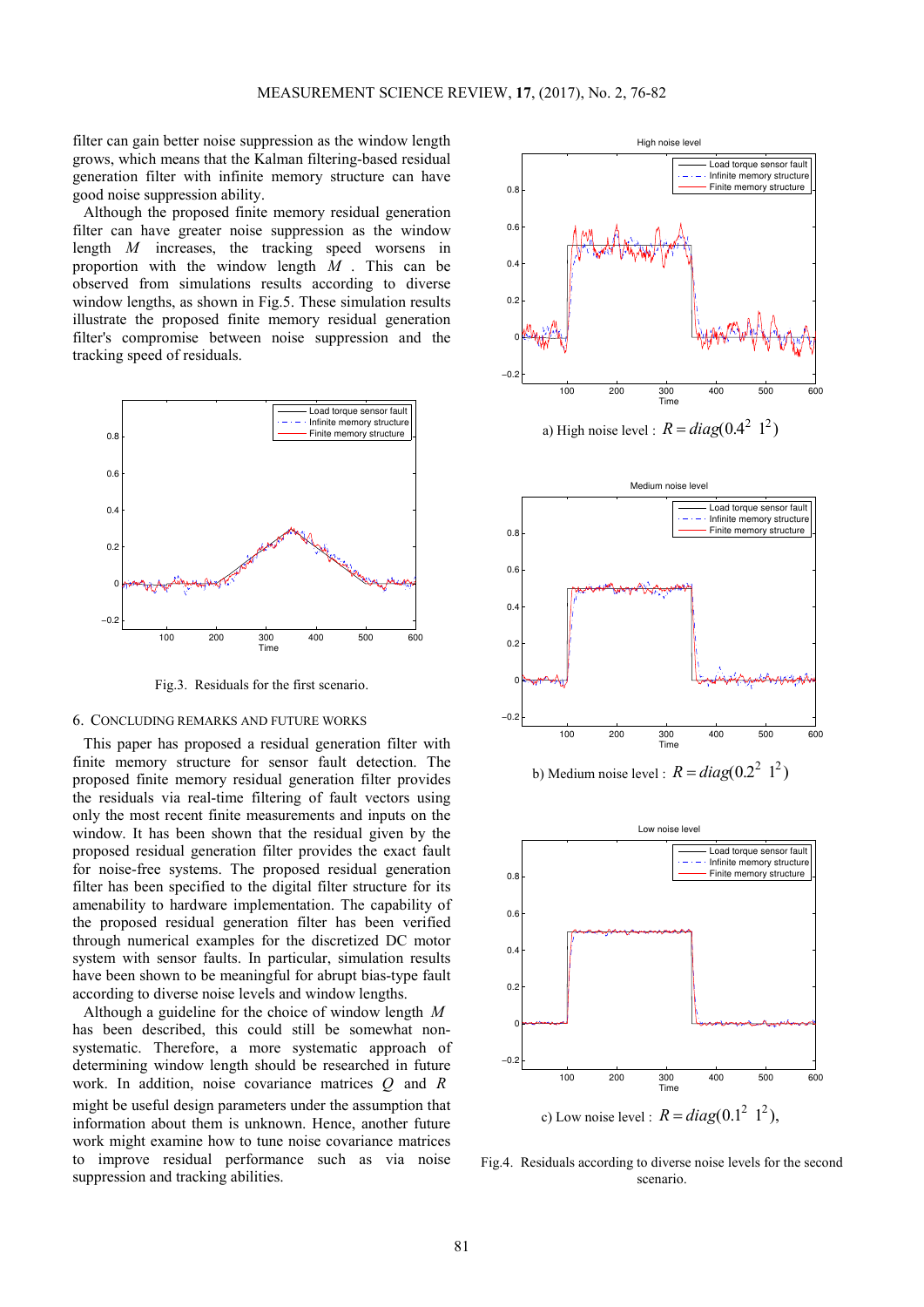filter can gain better noise suppression as the window length grows, which means that the Kalman filtering-based residual generation filter with infinite memory structure can have good noise suppression ability.

Although the proposed finite memory residual generation filter can have greater noise suppression as the window length $M$ increases, the tracking speed worsens in proportion with the window length $M$. This can be observed from simulations results according to diverse window lengths, as shown in Fig.5. These simulation results illustrate the proposed finite memory residual generation filter's compromise between noise suppression and the tracking speed of residuals.

Fig.3. Residuals for the first scenario.

## 6. CONCLUDING REMARKS AND FUTURE WORKS

This paper has proposed a residual generation filter with finite memory structure for sensor fault detection. The proposed finite memory residual generation filter provides the residuals via real-time filtering of fault vectors using only the most recent finite measurements and inputs on the window. It has been shown that the residual given by the proposed residual generation filter provides the exact fault for noise-free systems. The proposed residual generation filter has been specified to the digital filter structure for its amenability to hardware implementation. The capability of the proposed residual generation filter has been verified through numerical examples for the discretized DC motor system with sensor faults. In particular, simulation results have been shown to be meaningful for abrupt bias-type fault according to diverse noise levels and window lengths.

Although a guideline for the choice of window length $M$ has been described, this could still be somewhat non-systematic. Therefore, a more systematic approach of determining window length should be researched in future work. In addition, noise covariance matrices $Q$ and $R$ might be useful design parameters under the assumption that information about them is unknown. Hence, another future work might examine how to tune noise covariance matrices to improve residual performance such as via noise suppression and tracking abilities.

a) High noise level : $R = diag(0.4^2 \;\; 1^2)$

b) Medium noise level : $R = diag(0.2^2 \;\; 1^2)$

c) Low noise level : $R = diag(0.1^2 \;\; 1^2)$,

Fig.4. Residuals according to diverse noise levels for the second scenario.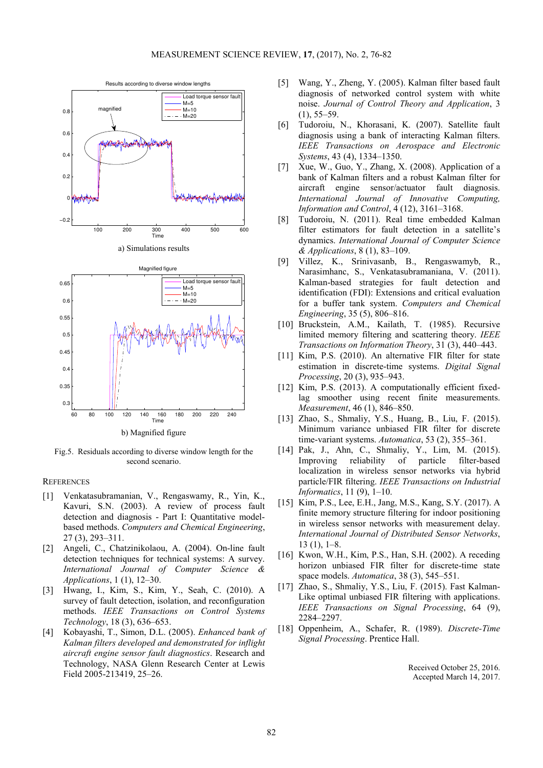Results according to diverse window lengths

Load torque sensor fault
M=5
M=10
M=20

magnified

0.8
0.6
0.4
0.2
0
−0.2

100 200 300 400 500 600
Time

a) Simulations results

Magnified figure

Load torque sensor fault
M=5
M=10
M=20

0.65
0.6
0.55
0.5
0.45
0.4
0.35
0.3

60 80 100 120 140 160 180 200 220 240
Time

b) Magnified figure

Fig.5. Residuals according to diverse window length for the second scenario.

## REFERENCES

[1] Venkatasubramanian, V., Rengaswamy, R., Yin, K., Kavuri, S.N. (2003). A review of process fault detection and diagnosis - Part I: Quantitative model-based methods. *Computers and Chemical Engineering*, 27 (3), 293–311.

[2] Angeli, C., Chatzinikolaou, A. (2004). On-line fault detection techniques for technical systems: A survey. *International Journal of Computer Science & Applications*, 1 (1), 12–30.

[3] Hwang, I., Kim, S., Kim, Y., Seah, C. (2010). A survey of fault detection, isolation, and reconfiguration methods. *IEEE Transactions on Control Systems Technology*, 18 (3), 636–653.

[4] Kobayashi, T., Simon, D.L. (2005). *Enhanced bank of Kalman filters developed and demonstrated for inflight aircraft engine sensor fault diagnostics*. Research and Technology, NASA Glenn Research Center at Lewis Field 2005-213419, 25–26.

[5] Wang, Y., Zheng, Y. (2005). Kalman filter based fault diagnosis of networked control system with white noise. *Journal of Control Theory and Application*, 3 (1), 55–59.

[6] Tudoroiu, N., Khorasani, K. (2007). Satellite fault diagnosis using a bank of interacting Kalman filters. *IEEE Transactions on Aerospace and Electronic Systems*, 43 (4), 1334–1350.

[7] Xue, W., Guo, Y., Zhang, X. (2008). Application of a bank of Kalman filters and a robust Kalman filter for aircraft engine sensor/actuator fault diagnosis. *International Journal of Innovative Computing, Information and Control*, 4 (12), 3161–3168.

[8] Tudoroiu, N. (2011). Real time embedded Kalman filter estimators for fault detection in a satellite's dynamics. *International Journal of Computer Science & Applications*, 8 (1), 83–109.

[9] Villez, K., Srinivasanb, B., Rengaswamyb, R., Narasimhanc, S., Venkatasubramaniana, V. (2011). Kalman-based strategies for fault detection and identification (FDI): Extensions and critical evaluation for a buffer tank system. *Computers and Chemical Engineering*, 35 (5), 806–816.

[10] Bruckstein, A.M., Kailath, T. (1985). Recursive limited memory filtering and scattering theory. *IEEE Transactions on Information Theory*, 31 (3), 440–443.

[11] Kim, P.S. (2010). An alternative FIR filter for state estimation in discrete-time systems. *Digital Signal Processing*, 20 (3), 935–943.

[12] Kim, P.S. (2013). A computationally efficient fixed-lag smoother using recent finite measurements. *Measurement*, 46 (1), 846–850.

[13] Zhao, S., Shmaliy, Y.S., Huang, B., Liu, F. (2015). Minimum variance unbiased FIR filter for discrete time-variant systems. *Automatica*, 53 (2), 355–361.

[14] Pak, J., Ahn, C., Shmaliy, Y., Lim, M. (2015). Improving reliability of particle filter-based localization in wireless sensor networks via hybrid particle/FIR filtering. *IEEE Transactions on Industrial Informatics*, 11 (9), 1–10.

[15] Kim, P.S., Lee, E.H., Jang, M.S., Kang, S.Y. (2017). A finite memory structure filtering for indoor positioning in wireless sensor networks with measurement delay. *International Journal of Distributed Sensor Networks*, 13 (1), 1–8.

[16] Kwon, W.H., Kim, P.S., Han, S.H. (2002). A receding horizon unbiased FIR filter for discrete-time state space models. *Automatica*, 38 (3), 545–551.

[17] Zhao, S., Shmaliy, Y.S., Liu, F. (2015). Fast Kalman-Like optimal unbiased FIR filtering with applications. *IEEE Transactions on Signal Processing*, 64 (9), 2284–2297.

[18] Oppenheim, A., Schafer, R. (1989). *Discrete-Time Signal Processing*. Prentice Hall.

Received October 25, 2016.
Accepted March 14, 2017.